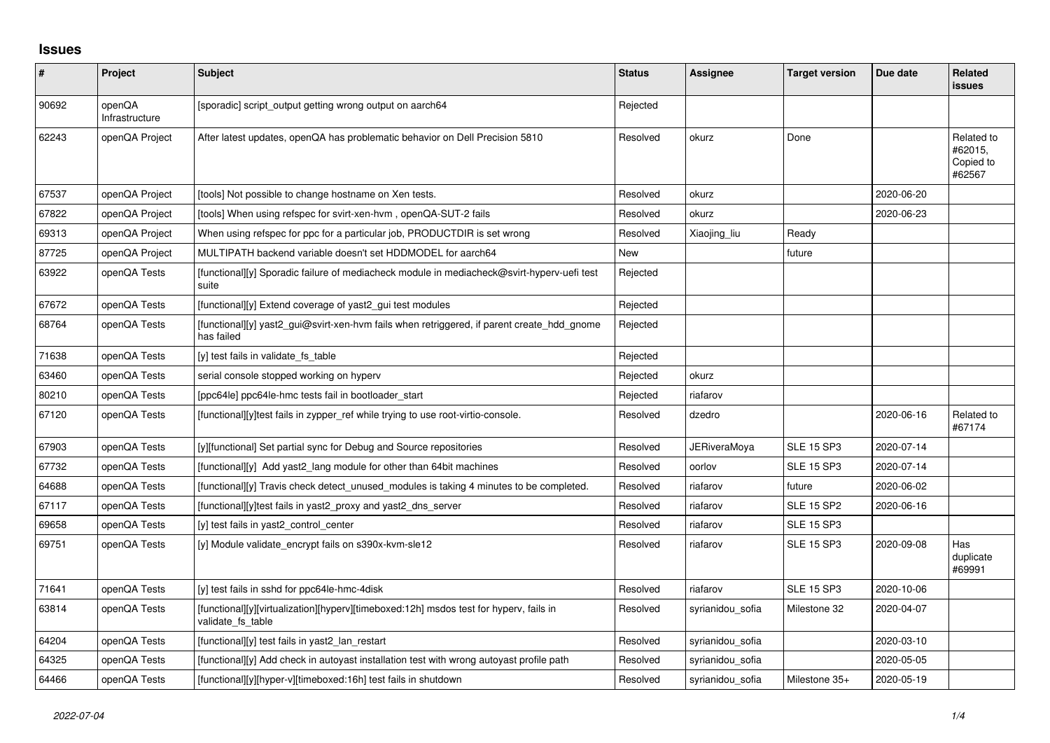# Issues

| # | Project | Subject | Status | Assignee | Target version | Due date | Related issues |
|---|---|---|---|---|---|---|---|
| 90692 | openQA Infrastructure | [sporadic] script_output getting wrong output on aarch64 | Rejected | | | | |
| 62243 | openQA Project | After latest updates, openQA has problematic behavior on Dell Precision 5810 | Resolved | okurz | Done | | Related to #62015, Copied to #62567 |
| 67537 | openQA Project | [tools] Not possible to change hostname on Xen tests. | Resolved | okurz | | 2020-06-20 | |
| 67822 | openQA Project | [tools] When using refspec for svirt-xen-hvm , openQA-SUT-2 fails | Resolved | okurz | | 2020-06-23 | |
| 69313 | openQA Project | When using refspec for ppc for a particular job, PRODUCTDIR is set wrong | Resolved | Xiaojing_liu | Ready | | |
| 87725 | openQA Project | MULTIPATH backend variable doesn't set HDDMODEL for aarch64 | New | | future | | |
| 63922 | openQA Tests | [functional][y] Sporadic failure of mediacheck module in mediacheck@svirt-hyperv-uefi test suite | Rejected | | | | |
| 67672 | openQA Tests | [functional][y] Extend coverage of yast2_gui test modules | Rejected | | | | |
| 68764 | openQA Tests | [functional][y] yast2_gui@svirt-xen-hvm fails when retriggered, if parent create_hdd_gnome has failed | Rejected | | | | |
| 71638 | openQA Tests | [y] test fails in validate_fs_table | Rejected | | | | |
| 63460 | openQA Tests | serial console stopped working on hyperv | Rejected | okurz | | | |
| 80210 | openQA Tests | [ppc64le] ppc64le-hmc tests fail in bootloader_start | Rejected | riafarov | | | |
| 67120 | openQA Tests | [functional][y]test fails in zypper_ref while trying to use root-virtio-console. | Resolved | dzedro | | 2020-06-16 | Related to #67174 |
| 67903 | openQA Tests | [y][functional] Set partial sync for Debug and Source repositories | Resolved | JERiveraMoya | SLE 15 SP3 | 2020-07-14 | |
| 67732 | openQA Tests | [functional][y] Add yast2_lang module for other than 64bit machines | Resolved | oorlov | SLE 15 SP3 | 2020-07-14 | |
| 64688 | openQA Tests | [functional][y] Travis check detect_unused_modules is taking 4 minutes to be completed. | Resolved | riafarov | future | 2020-06-02 | |
| 67117 | openQA Tests | [functional][y]test fails in yast2_proxy and yast2_dns_server | Resolved | riafarov | SLE 15 SP2 | 2020-06-16 | |
| 69658 | openQA Tests | [y] test fails in yast2_control_center | Resolved | riafarov | SLE 15 SP3 | | |
| 69751 | openQA Tests | [y] Module validate_encrypt fails on s390x-kvm-sle12 | Resolved | riafarov | SLE 15 SP3 | 2020-09-08 | Has duplicate #69991 |
| 71641 | openQA Tests | [y] test fails in sshd for ppc64le-hmc-4disk | Resolved | riafarov | SLE 15 SP3 | 2020-10-06 | |
| 63814 | openQA Tests | [functional][y][virtualization][hyperv][timeboxed:12h] msdos test for hyperv, fails in validate_fs_table | Resolved | syrianidou_sofia | Milestone 32 | 2020-04-07 | |
| 64204 | openQA Tests | [functional][y] test fails in yast2_lan_restart | Resolved | syrianidou_sofia | | 2020-03-10 | |
| 64325 | openQA Tests | [functional][y] Add check in autoyast installation test with wrong autoyast profile path | Resolved | syrianidou_sofia | | 2020-05-05 | |
| 64466 | openQA Tests | [functional][y][hyper-v][timeboxed:16h] test fails in shutdown | Resolved | syrianidou_sofia | Milestone 35+ | 2020-05-19 | |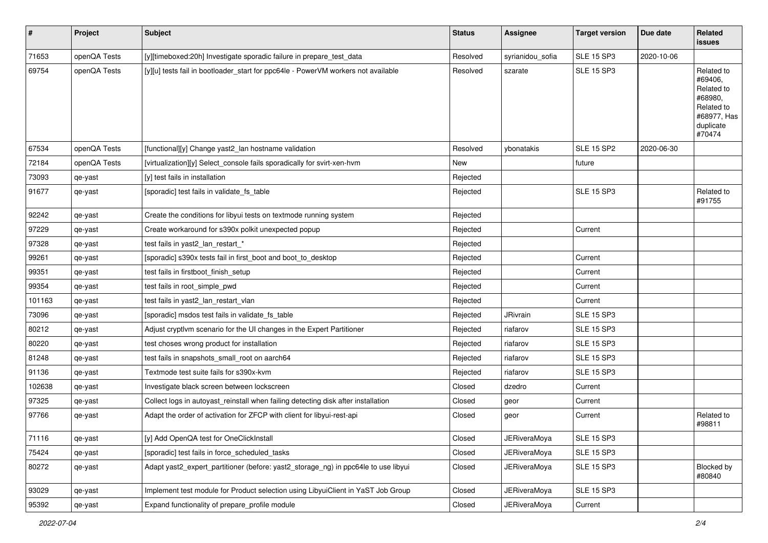| # | Project | Subject | Status | Assignee | Target version | Due date | Related issues |
|---|---|---|---|---|---|---|---|
| 71653 | openQA Tests | [y][timeboxed:20h] Investigate sporadic failure in prepare_test_data | Resolved | syrianidou_sofia | SLE 15 SP3 | 2020-10-06 | |
| 69754 | openQA Tests | [y][u] tests fail in bootloader_start for ppc64le - PowerVM workers not available | Resolved | szarate | SLE 15 SP3 | | Related to #69406, Related to #68980, Related to #68977, Has duplicate #70474 |
| 67534 | openQA Tests | [functional][y] Change yast2_lan hostname validation | Resolved | ybonatakis | SLE 15 SP2 | 2020-06-30 | |
| 72184 | openQA Tests | [virtualization][y] Select_console fails sporadically for svirt-xen-hvm | New | | future | | |
| 73093 | qe-yast | [y] test fails in installation | Rejected | | | | |
| 91677 | qe-yast | [sporadic] test fails in validate_fs_table | Rejected | | SLE 15 SP3 | | Related to #91755 |
| 92242 | qe-yast | Create the conditions for libyui tests on textmode running system | Rejected | | | | |
| 97229 | qe-yast | Create workaround for s390x polkit unexpected popup | Rejected | | Current | | |
| 97328 | qe-yast | test fails in yast2_lan_restart_* | Rejected | | | | |
| 99261 | qe-yast | [sporadic] s390x tests fail in first_boot and boot_to_desktop | Rejected | | Current | | |
| 99351 | qe-yast | test fails in firstboot_finish_setup | Rejected | | Current | | |
| 99354 | qe-yast | test fails in root_simple_pwd | Rejected | | Current | | |
| 101163 | qe-yast | test fails in yast2_lan_restart_vlan | Rejected | | Current | | |
| 73096 | qe-yast | [sporadic] msdos test fails in validate_fs_table | Rejected | JRivrain | SLE 15 SP3 | | |
| 80212 | qe-yast | Adjust cryptlvm scenario for the UI changes in the Expert Partitioner | Rejected | riafarov | SLE 15 SP3 | | |
| 80220 | qe-yast | test choses wrong product for installation | Rejected | riafarov | SLE 15 SP3 | | |
| 81248 | qe-yast | test fails in snapshots_small_root on aarch64 | Rejected | riafarov | SLE 15 SP3 | | |
| 91136 | qe-yast | Textmode test suite fails for s390x-kvm | Rejected | riafarov | SLE 15 SP3 | | |
| 102638 | qe-yast | Investigate black screen between lockscreen | Closed | dzedro | Current | | |
| 97325 | qe-yast | Collect logs in autoyast_reinstall when failing detecting disk after installation | Closed | geor | Current | | |
| 97766 | qe-yast | Adapt the order of activation for ZFCP with client for libyui-rest-api | Closed | geor | Current | | Related to #98811 |
| 71116 | qe-yast | [y] Add OpenQA test for OneClickInstall | Closed | JERiveraMoya | SLE 15 SP3 | | |
| 75424 | qe-yast | [sporadic] test fails in force_scheduled_tasks | Closed | JERiveraMoya | SLE 15 SP3 | | |
| 80272 | qe-yast | Adapt yast2_expert_partitioner (before: yast2_storage_ng) in ppc64le to use libyui | Closed | JERiveraMoya | SLE 15 SP3 | | Blocked by #80840 |
| 93029 | qe-yast | Implement test module for Product selection using LibyuiClient in YaST Job Group | Closed | JERiveraMoya | SLE 15 SP3 | | |
| 95392 | qe-yast | Expand functionality of prepare_profile module | Closed | JERiveraMoya | Current | | |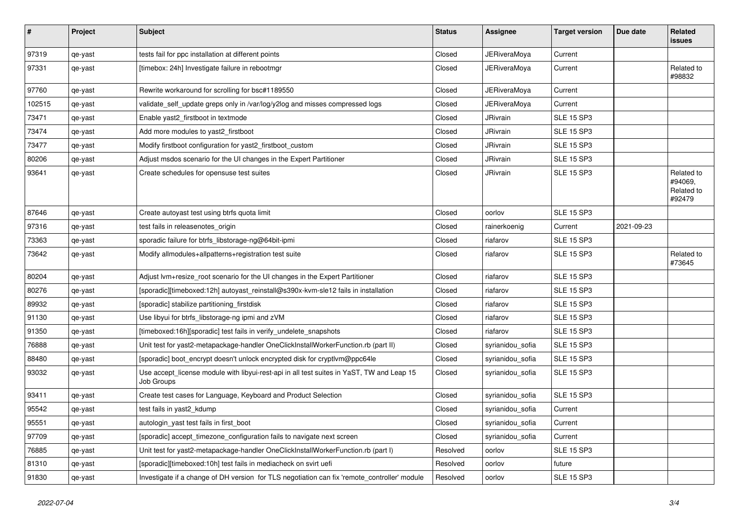| # | Project | Subject | Status | Assignee | Target version | Due date | Related issues |
|---|---|---|---|---|---|---|---|
| 97319 | qe-yast | tests fail for ppc installation at different points | Closed | JERiveraMoya | Current | | |
| 97331 | qe-yast | [timebox: 24h] Investigate failure in rebootmgr | Closed | JERiveraMoya | Current | | Related to #98832 |
| 97760 | qe-yast | Rewrite workaround for scrolling for bsc#1189550 | Closed | JERiveraMoya | Current | | |
| 102515 | qe-yast | validate_self_update greps only in /var/log/y2log and misses compressed logs | Closed | JERiveraMoya | Current | | |
| 73471 | qe-yast | Enable yast2_firstboot in textmode | Closed | JRivrain | SLE 15 SP3 | | |
| 73474 | qe-yast | Add more modules to yast2_firstboot | Closed | JRivrain | SLE 15 SP3 | | |
| 73477 | qe-yast | Modify firstboot configuration for yast2_firstboot_custom | Closed | JRivrain | SLE 15 SP3 | | |
| 80206 | qe-yast | Adjust msdos scenario for the UI changes in the Expert Partitioner | Closed | JRivrain | SLE 15 SP3 | | |
| 93641 | qe-yast | Create schedules for opensuse test suites | Closed | JRivrain | SLE 15 SP3 | | Related to #94069, Related to #92479 |
| 87646 | qe-yast | Create autoyast test using btrfs quota limit | Closed | oorlov | SLE 15 SP3 | | |
| 97316 | qe-yast | test fails in releasenotes_origin | Closed | rainerkoenig | Current | 2021-09-23 | |
| 73363 | qe-yast | sporadic failure for btrfs_libstorage-ng@64bit-ipmi | Closed | riafarov | SLE 15 SP3 | | |
| 73642 | qe-yast | Modify allmodules+allpatterns+registration test suite | Closed | riafarov | SLE 15 SP3 | | Related to #73645 |
| 80204 | qe-yast | Adjust lvm+resize_root scenario for the UI changes in the Expert Partitioner | Closed | riafarov | SLE 15 SP3 | | |
| 80276 | qe-yast | [sporadic][timeboxed:12h] autoyast_reinstall@s390x-kvm-sle12 fails in installation | Closed | riafarov | SLE 15 SP3 | | |
| 89932 | qe-yast | [sporadic] stabilize partitioning_firstdisk | Closed | riafarov | SLE 15 SP3 | | |
| 91130 | qe-yast | Use libyui for btrfs_libstorage-ng ipmi and zVM | Closed | riafarov | SLE 15 SP3 | | |
| 91350 | qe-yast | [timeboxed:16h][sporadic] test fails in verify_undelete_snapshots | Closed | riafarov | SLE 15 SP3 | | |
| 76888 | qe-yast | Unit test for yast2-metapackage-handler OneClickInstallWorkerFunction.rb (part II) | Closed | syrianidou_sofia | SLE 15 SP3 | | |
| 88480 | qe-yast | [sporadic] boot_encrypt doesn't unlock encrypted disk for cryptlvm@ppc64le | Closed | syrianidou_sofia | SLE 15 SP3 | | |
| 93032 | qe-yast | Use accept_license module with libyui-rest-api in all test suites in YaST, TW and Leap 15 Job Groups | Closed | syrianidou_sofia | SLE 15 SP3 | | |
| 93411 | qe-yast | Create test cases for Language, Keyboard and Product Selection | Closed | syrianidou_sofia | SLE 15 SP3 | | |
| 95542 | qe-yast | test fails in yast2_kdump | Closed | syrianidou_sofia | Current | | |
| 95551 | qe-yast | autologin_yast test fails in first_boot | Closed | syrianidou_sofia | Current | | |
| 97709 | qe-yast | [sporadic] accept_timezone_configuration fails to navigate next screen | Closed | syrianidou_sofia | Current | | |
| 76885 | qe-yast | Unit test for yast2-metapackage-handler OneClickInstallWorkerFunction.rb (part I) | Resolved | oorlov | SLE 15 SP3 | | |
| 81310 | qe-yast | [sporadic][timeboxed:10h] test fails in mediacheck on svirt uefi | Resolved | oorlov | future | | |
| 91830 | qe-yast | Investigate if a change of DH version for TLS negotiation can fix 'remote_controller' module | Resolved | oorlov | SLE 15 SP3 | | |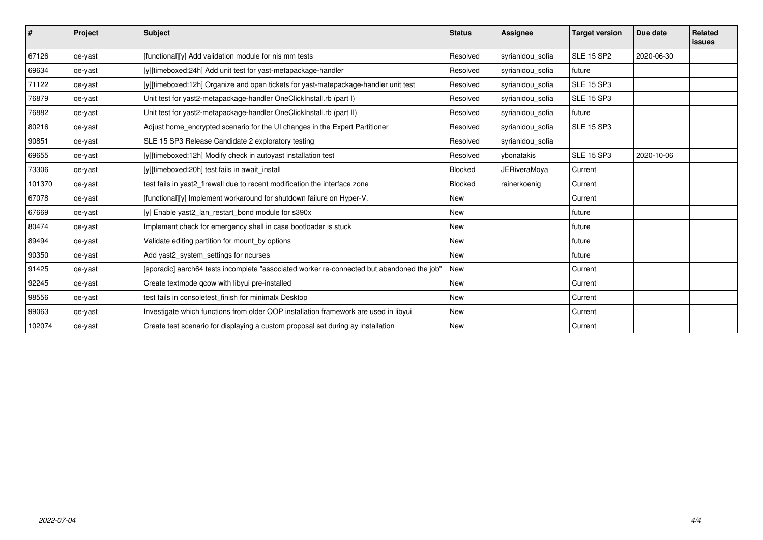| # | Project | Subject | Status | Assignee | Target version | Due date | Related issues |
|---|---|---|---|---|---|---|---|
| 67126 | qe-yast | [functional][y] Add validation module for nis mm tests | Resolved | syrianidou_sofia | SLE 15 SP2 | 2020-06-30 | |
| 69634 | qe-yast | [y][timeboxed:24h] Add unit test for yast-metapackage-handler | Resolved | syrianidou_sofia | future | | |
| 71122 | qe-yast | [y][timeboxed:12h] Organize and open tickets for yast-matepackage-handler unit test | Resolved | syrianidou_sofia | SLE 15 SP3 | | |
| 76879 | qe-yast | Unit test for yast2-metapackage-handler OneClickInstall.rb (part I) | Resolved | syrianidou_sofia | SLE 15 SP3 | | |
| 76882 | qe-yast | Unit test for yast2-metapackage-handler OneClickInstall.rb (part II) | Resolved | syrianidou_sofia | future | | |
| 80216 | qe-yast | Adjust home_encrypted scenario for the UI changes in the Expert Partitioner | Resolved | syrianidou_sofia | SLE 15 SP3 | | |
| 90851 | qe-yast | SLE 15 SP3 Release Candidate 2 exploratory testing | Resolved | syrianidou_sofia | | | |
| 69655 | qe-yast | [y][timeboxed:12h] Modify check in autoyast installation test | Resolved | ybonatakis | SLE 15 SP3 | 2020-10-06 | |
| 73306 | qe-yast | [y][timeboxed:20h] test fails in await_install | Blocked | JERiveraMoya | Current | | |
| 101370 | qe-yast | test fails in yast2_firewall due to recent modification the interface zone | Blocked | rainerkoenig | Current | | |
| 67078 | qe-yast | [functional][y] Implement workaround for shutdown failure on Hyper-V. | New | | Current | | |
| 67669 | qe-yast | [y] Enable yast2_lan_restart_bond module for s390x | New | | future | | |
| 80474 | qe-yast | Implement check for emergency shell in case bootloader is stuck | New | | future | | |
| 89494 | qe-yast | Validate editing partition for mount_by options | New | | future | | |
| 90350 | qe-yast | Add yast2_system_settings for ncurses | New | | future | | |
| 91425 | qe-yast | [sporadic] aarch64 tests incomplete "associated worker re-connected but abandoned the job" | New | | Current | | |
| 92245 | qe-yast | Create textmode qcow with libyui pre-installed | New | | Current | | |
| 98556 | qe-yast | test fails in consoletest_finish for minimalx Desktop | New | | Current | | |
| 99063 | qe-yast | Investigate which functions from older OOP installation framework are used in libyui | New | | Current | | |
| 102074 | qe-yast | Create test scenario for displaying a custom proposal set during ay installation | New | | Current | | |